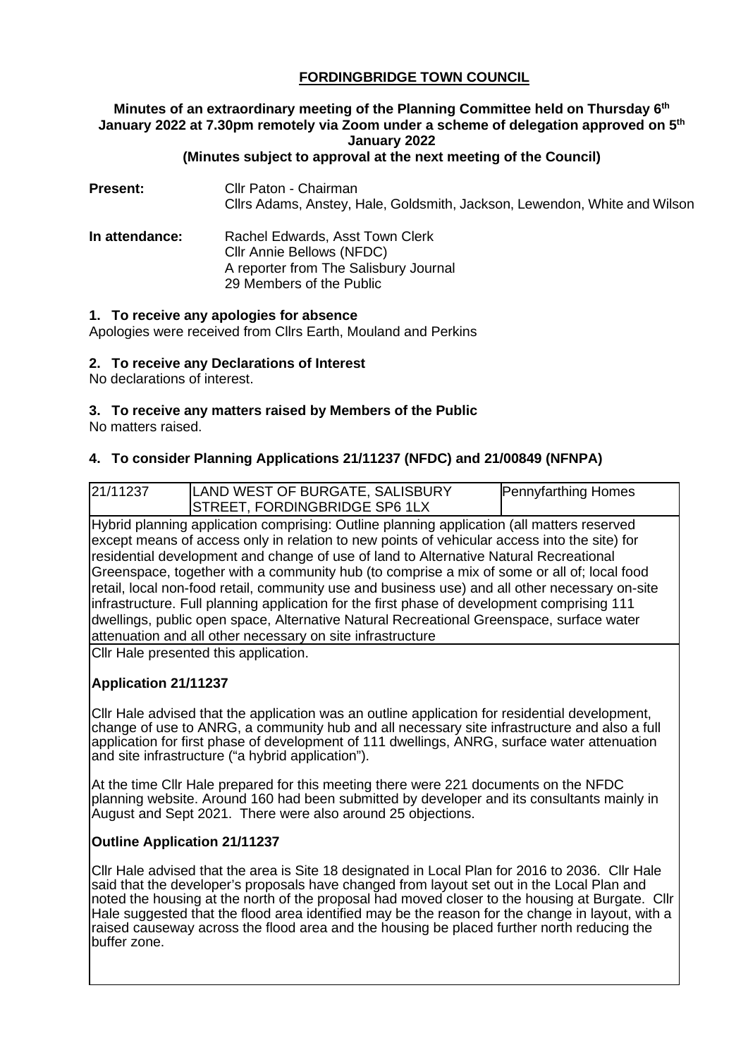# FORDINGBRIDGE TOWN COUNCIL

**Minutes of an extraordinary meeting of the Planning Committee held on Thursday 6th January 2022 at 7.30pm remotely via Zoom under a scheme of delegation approved on 5th January 2022**

**(Minutes subject to approval at the next meeting of the Council)**

**Present:** Cllr Paton - Chairman
Cllrs Adams, Anstey, Hale, Goldsmith, Jackson, Lewendon, White and Wilson

**In attendance:** Rachel Edwards, Asst Town Clerk
Cllr Annie Bellows (NFDC)
A reporter from The Salisbury Journal
29 Members of the Public

## 1. To receive any apologies for absence

Apologies were received from Cllrs Earth, Mouland and Perkins

## 2. To receive any Declarations of Interest

No declarations of interest.

## 3. To receive any matters raised by Members of the Public

No matters raised.

## 4. To consider Planning Applications 21/11237 (NFDC) and 21/00849 (NFNPA)

| 21/11237 | LAND WEST OF BURGATE, SALISBURY STREET, FORDINGBRIDGE SP6 1LX | Pennyfarthing Homes |
|---|---|---|
| Hybrid planning application comprising: Outline planning application (all matters reserved except means of access only in relation to new points of vehicular access into the site) for residential development and change of use of land to Alternative Natural Recreational Greenspace, together with a community hub (to comprise a mix of some or all of; local food retail, local non-food retail, community use and business use) and all other necessary on-site infrastructure. Full planning application for the first phase of development comprising 111 dwellings, public open space, Alternative Natural Recreational Greenspace, surface water attenuation and all other necessary on site infrastructure | | |

Cllr Hale presented this application.

**Application 21/11237**

Cllr Hale advised that the application was an outline application for residential development, change of use to ANRG, a community hub and all necessary site infrastructure and also a full application for first phase of development of 111 dwellings, ANRG, surface water attenuation and site infrastructure ("a hybrid application").

At the time Cllr Hale prepared for this meeting there were 221 documents on the NFDC planning website. Around 160 had been submitted by developer and its consultants mainly in August and Sept 2021. There were also around 25 objections.

**Outline Application 21/11237**

Cllr Hale advised that the area is Site 18 designated in Local Plan for 2016 to 2036. Cllr Hale said that the developer's proposals have changed from layout set out in the Local Plan and noted the housing at the north of the proposal had moved closer to the housing at Burgate. Cllr Hale suggested that the flood area identified may be the reason for the change in layout, with a raised causeway across the flood area and the housing be placed further north reducing the buffer zone.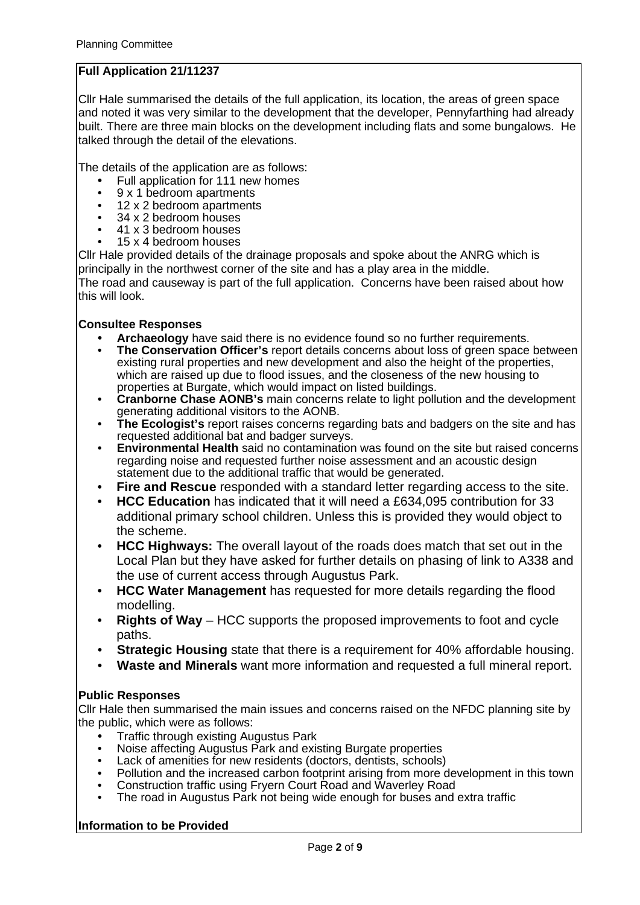### Full Application 21/11237

Cllr Hale summarised the details of the full application, its location, the areas of green space and noted it was very similar to the development that the developer, Pennyfarthing had already built. There are three main blocks on the development including flats and some bungalows. He talked through the detail of the elevations.

The details of the application are as follows:

- Full application for 111 new homes
- 9 x 1 bedroom apartments
- 12 x 2 bedroom apartments
- 34 x 2 bedroom houses
- 41 x 3 bedroom houses
- 15 x 4 bedroom houses

Cllr Hale provided details of the drainage proposals and spoke about the ANRG which is principally in the northwest corner of the site and has a play area in the middle.
The road and causeway is part of the full application. Concerns have been raised about how this will look.

**Consultee Responses**

- **Archaeology** have said there is no evidence found so no further requirements.
- **The Conservation Officer's** report details concerns about loss of green space between existing rural properties and new development and also the height of the properties, which are raised up due to flood issues, and the closeness of the new housing to properties at Burgate, which would impact on listed buildings.
- **Cranborne Chase AONB's** main concerns relate to light pollution and the development generating additional visitors to the AONB.
- **The Ecologist's** report raises concerns regarding bats and badgers on the site and has requested additional bat and badger surveys.
- **Environmental Health** said no contamination was found on the site but raised concerns regarding noise and requested further noise assessment and an acoustic design statement due to the additional traffic that would be generated.
- **Fire and Rescue** responded with a standard letter regarding access to the site.
- **HCC Education** has indicated that it will need a £634,095 contribution for 33 additional primary school children. Unless this is provided they would object to the scheme.
- **HCC Highways:** The overall layout of the roads does match that set out in the Local Plan but they have asked for further details on phasing of link to A338 and the use of current access through Augustus Park.
- **HCC Water Management** has requested for more details regarding the flood modelling.
- **Rights of Way** – HCC supports the proposed improvements to foot and cycle paths.
- **Strategic Housing** state that there is a requirement for 40% affordable housing.
- **Waste and Minerals** want more information and requested a full mineral report.

**Public Responses**

Cllr Hale then summarised the main issues and concerns raised on the NFDC planning site by the public, which were as follows:

- Traffic through existing Augustus Park
- Noise affecting Augustus Park and existing Burgate properties
- Lack of amenities for new residents (doctors, dentists, schools)
- Pollution and the increased carbon footprint arising from more development in this town
- Construction traffic using Fryern Court Road and Waverley Road
- The road in Augustus Park not being wide enough for buses and extra traffic

**Information to be Provided**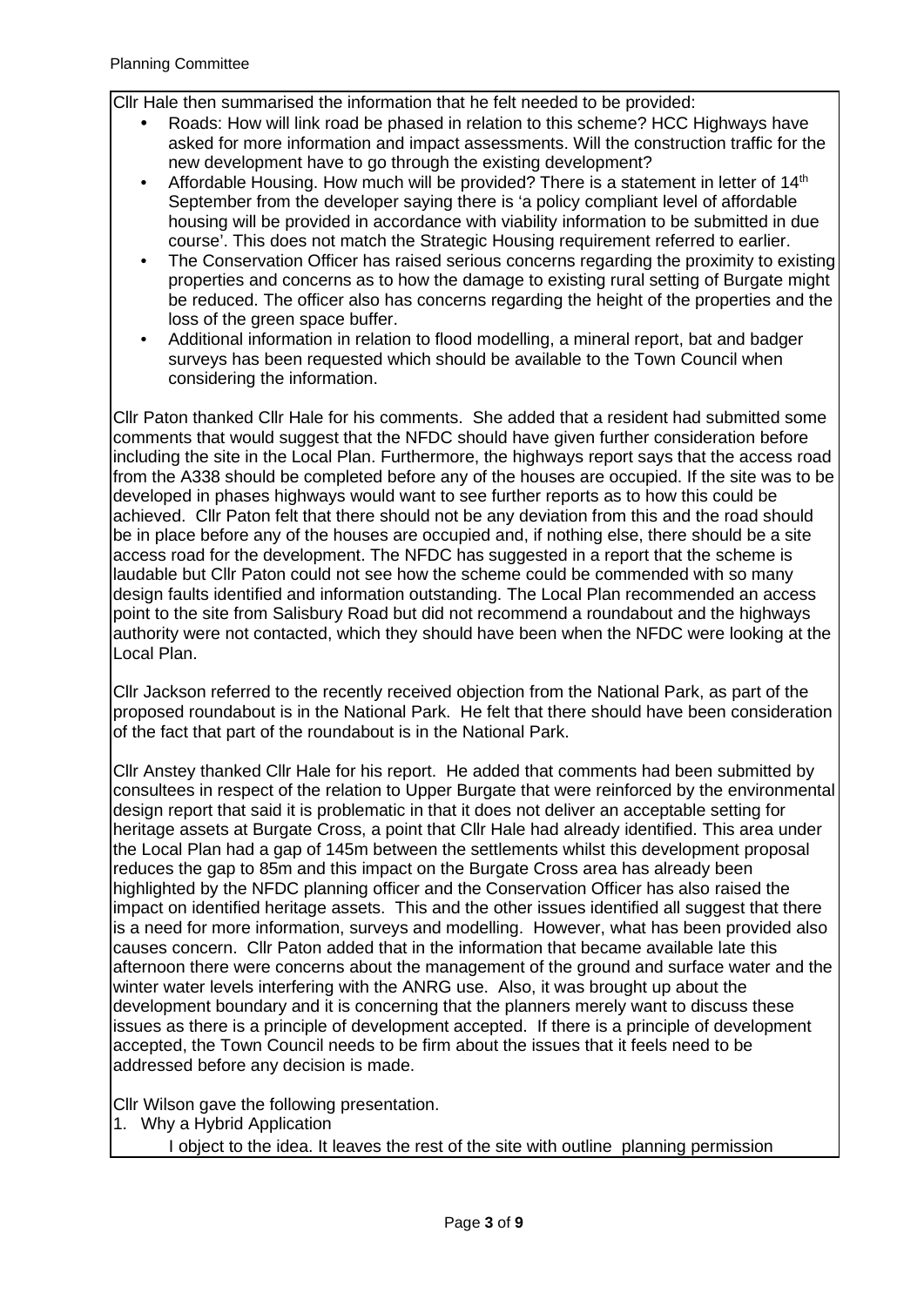Cllr Hale then summarised the information that he felt needed to be provided:

- Roads: How will link road be phased in relation to this scheme? HCC Highways have asked for more information and impact assessments. Will the construction traffic for the new development have to go through the existing development?
- Affordable Housing. How much will be provided? There is a statement in letter of 14th September from the developer saying there is 'a policy compliant level of affordable housing will be provided in accordance with viability information to be submitted in due course'. This does not match the Strategic Housing requirement referred to earlier.
- The Conservation Officer has raised serious concerns regarding the proximity to existing properties and concerns as to how the damage to existing rural setting of Burgate might be reduced. The officer also has concerns regarding the height of the properties and the loss of the green space buffer.
- Additional information in relation to flood modelling, a mineral report, bat and badger surveys has been requested which should be available to the Town Council when considering the information.

Cllr Paton thanked Cllr Hale for his comments. She added that a resident had submitted some comments that would suggest that the NFDC should have given further consideration before including the site in the Local Plan. Furthermore, the highways report says that the access road from the A338 should be completed before any of the houses are occupied. If the site was to be developed in phases highways would want to see further reports as to how this could be achieved. Cllr Paton felt that there should not be any deviation from this and the road should be in place before any of the houses are occupied and, if nothing else, there should be a site access road for the development. The NFDC has suggested in a report that the scheme is laudable but Cllr Paton could not see how the scheme could be commended with so many design faults identified and information outstanding. The Local Plan recommended an access point to the site from Salisbury Road but did not recommend a roundabout and the highways authority were not contacted, which they should have been when the NFDC were looking at the Local Plan.

Cllr Jackson referred to the recently received objection from the National Park, as part of the proposed roundabout is in the National Park. He felt that there should have been consideration of the fact that part of the roundabout is in the National Park.

Cllr Anstey thanked Cllr Hale for his report. He added that comments had been submitted by consultees in respect of the relation to Upper Burgate that were reinforced by the environmental design report that said it is problematic in that it does not deliver an acceptable setting for heritage assets at Burgate Cross, a point that Cllr Hale had already identified. This area under the Local Plan had a gap of 145m between the settlements whilst this development proposal reduces the gap to 85m and this impact on the Burgate Cross area has already been highlighted by the NFDC planning officer and the Conservation Officer has also raised the impact on identified heritage assets. This and the other issues identified all suggest that there is a need for more information, surveys and modelling. However, what has been provided also causes concern. Cllr Paton added that in the information that became available late this afternoon there were concerns about the management of the ground and surface water and the winter water levels interfering with the ANRG use. Also, it was brought up about the development boundary and it is concerning that the planners merely want to discuss these issues as there is a principle of development accepted. If there is a principle of development accepted, the Town Council needs to be firm about the issues that it feels need to be addressed before any decision is made.

Cllr Wilson gave the following presentation.

1. Why a Hybrid Application

   I object to the idea. It leaves the rest of the site with outline planning permission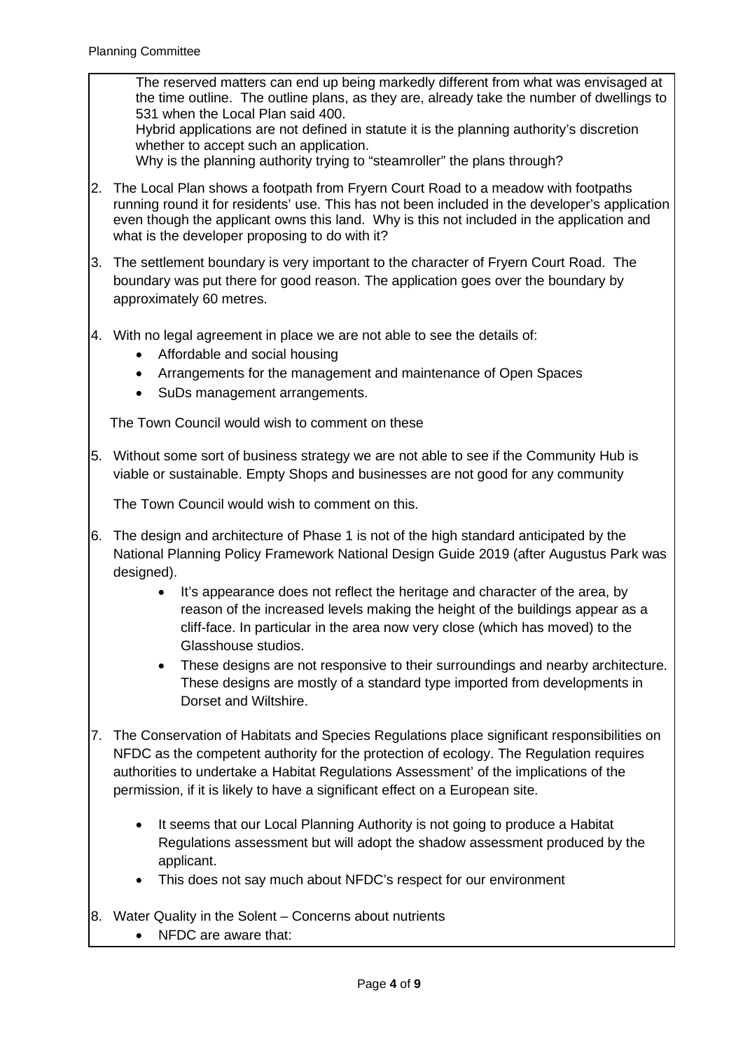The reserved matters can end up being markedly different from what was envisaged at the time outline. The outline plans, as they are, already take the number of dwellings to 531 when the Local Plan said 400.
Hybrid applications are not defined in statute it is the planning authority's discretion whether to accept such an application.
Why is the planning authority trying to "steamroller" the plans through?

2. The Local Plan shows a footpath from Fryern Court Road to a meadow with footpaths running round it for residents' use. This has not been included in the developer's application even though the applicant owns this land. Why is this not included in the application and what is the developer proposing to do with it?

3. The settlement boundary is very important to the character of Fryern Court Road. The boundary was put there for good reason. The application goes over the boundary by approximately 60 metres.

4. With no legal agreement in place we are not able to see the details of:
   - Affordable and social housing
   - Arrangements for the management and maintenance of Open Spaces
   - SuDs management arrangements.

   The Town Council would wish to comment on these

5. Without some sort of business strategy we are not able to see if the Community Hub is viable or sustainable. Empty Shops and businesses are not good for any community

   The Town Council would wish to comment on this.

6. The design and architecture of Phase 1 is not of the high standard anticipated by the National Planning Policy Framework National Design Guide 2019 (after Augustus Park was designed).
   - It's appearance does not reflect the heritage and character of the area, by reason of the increased levels making the height of the buildings appear as a cliff-face. In particular in the area now very close (which has moved) to the Glasshouse studios.
   - These designs are not responsive to their surroundings and nearby architecture. These designs are mostly of a standard type imported from developments in Dorset and Wiltshire.

7. The Conservation of Habitats and Species Regulations place significant responsibilities on NFDC as the competent authority for the protection of ecology. The Regulation requires authorities to undertake a Habitat Regulations Assessment' of the implications of the permission, if it is likely to have a significant effect on a European site.

   - It seems that our Local Planning Authority is not going to produce a Habitat Regulations assessment but will adopt the shadow assessment produced by the applicant.
   - This does not say much about NFDC's respect for our environment

8. Water Quality in the Solent – Concerns about nutrients
   - NFDC are aware that: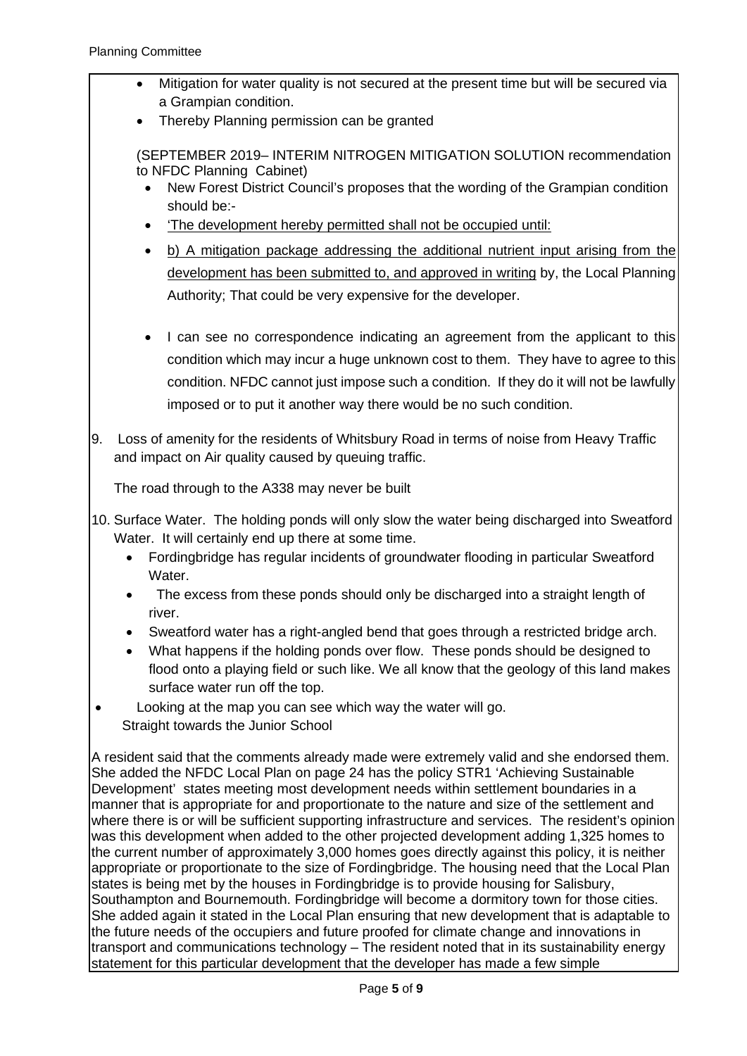- Mitigation for water quality is not secured at the present time but will be secured via a Grampian condition.
- Thereby Planning permission can be granted

(SEPTEMBER 2019– INTERIM NITROGEN MITIGATION SOLUTION recommendation to NFDC Planning Cabinet)

- New Forest District Council's proposes that the wording of the Grampian condition should be:-
- 'The development hereby permitted shall not be occupied until:
- b) A mitigation package addressing the additional nutrient input arising from the development has been submitted to, and approved in writing by, the Local Planning Authority; That could be very expensive for the developer.

- I can see no correspondence indicating an agreement from the applicant to this condition which may incur a huge unknown cost to them. They have to agree to this condition. NFDC cannot just impose such a condition. If they do it will not be lawfully imposed or to put it another way there would be no such condition.

9. Loss of amenity for the residents of Whitsbury Road in terms of noise from Heavy Traffic and impact on Air quality caused by queuing traffic.

   The road through to the A338 may never be built

10. Surface Water. The holding ponds will only slow the water being discharged into Sweatford Water. It will certainly end up there at some time.
    - Fordingbridge has regular incidents of groundwater flooding in particular Sweatford Water.
    - The excess from these ponds should only be discharged into a straight length of river.
    - Sweatford water has a right-angled bend that goes through a restricted bridge arch.
    - What happens if the holding ponds over flow. These ponds should be designed to flood onto a playing field or such like. We all know that the geology of this land makes surface water run off the top.

- Looking at the map you can see which way the water will go. Straight towards the Junior School

A resident said that the comments already made were extremely valid and she endorsed them. She added the NFDC Local Plan on page 24 has the policy STR1 'Achieving Sustainable Development' states meeting most development needs within settlement boundaries in a manner that is appropriate for and proportionate to the nature and size of the settlement and where there is or will be sufficient supporting infrastructure and services. The resident's opinion was this development when added to the other projected development adding 1,325 homes to the current number of approximately 3,000 homes goes directly against this policy, it is neither appropriate or proportionate to the size of Fordingbridge. The housing need that the Local Plan states is being met by the houses in Fordingbridge is to provide housing for Salisbury, Southampton and Bournemouth. Fordingbridge will become a dormitory town for those cities. She added again it stated in the Local Plan ensuring that new development that is adaptable to the future needs of the occupiers and future proofed for climate change and innovations in transport and communications technology – The resident noted that in its sustainability energy statement for this particular development that the developer has made a few simple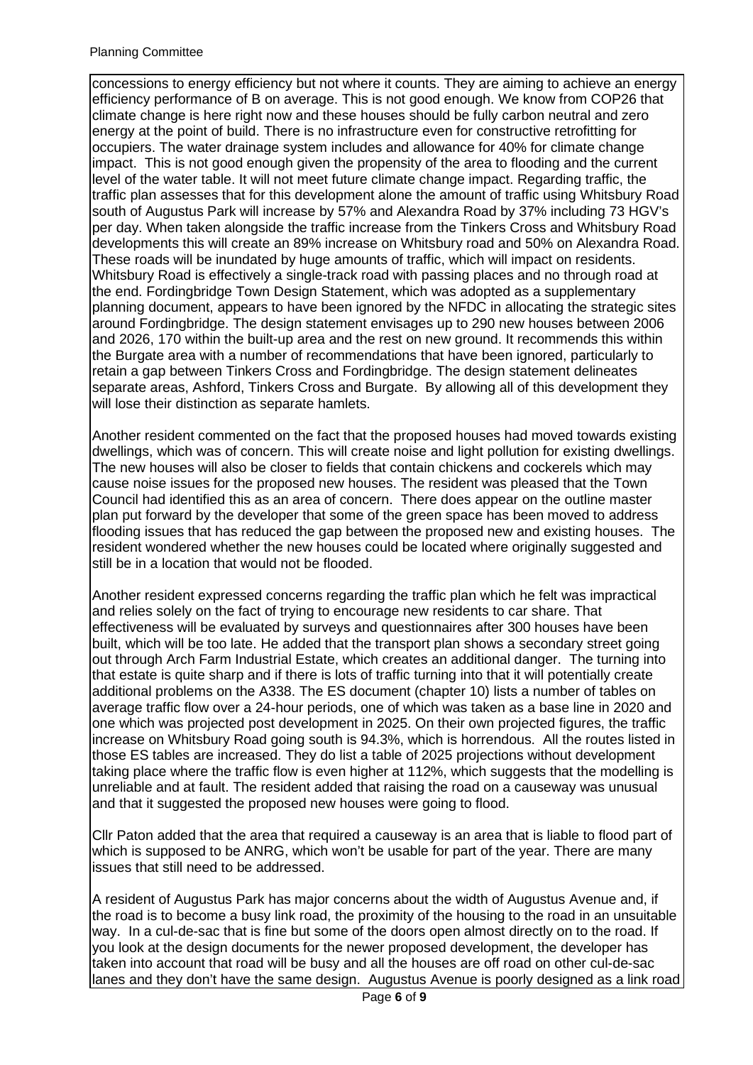concessions to energy efficiency but not where it counts. They are aiming to achieve an energy efficiency performance of B on average. This is not good enough. We know from COP26 that climate change is here right now and these houses should be fully carbon neutral and zero energy at the point of build. There is no infrastructure even for constructive retrofitting for occupiers. The water drainage system includes and allowance for 40% for climate change impact. This is not good enough given the propensity of the area to flooding and the current level of the water table. It will not meet future climate change impact. Regarding traffic, the traffic plan assesses that for this development alone the amount of traffic using Whitsbury Road south of Augustus Park will increase by 57% and Alexandra Road by 37% including 73 HGV's per day. When taken alongside the traffic increase from the Tinkers Cross and Whitsbury Road developments this will create an 89% increase on Whitsbury road and 50% on Alexandra Road. These roads will be inundated by huge amounts of traffic, which will impact on residents. Whitsbury Road is effectively a single-track road with passing places and no through road at the end. Fordingbridge Town Design Statement, which was adopted as a supplementary planning document, appears to have been ignored by the NFDC in allocating the strategic sites around Fordingbridge. The design statement envisages up to 290 new houses between 2006 and 2026, 170 within the built-up area and the rest on new ground. It recommends this within the Burgate area with a number of recommendations that have been ignored, particularly to retain a gap between Tinkers Cross and Fordingbridge. The design statement delineates separate areas, Ashford, Tinkers Cross and Burgate. By allowing all of this development they will lose their distinction as separate hamlets.

Another resident commented on the fact that the proposed houses had moved towards existing dwellings, which was of concern. This will create noise and light pollution for existing dwellings. The new houses will also be closer to fields that contain chickens and cockerels which may cause noise issues for the proposed new houses. The resident was pleased that the Town Council had identified this as an area of concern. There does appear on the outline master plan put forward by the developer that some of the green space has been moved to address flooding issues that has reduced the gap between the proposed new and existing houses. The resident wondered whether the new houses could be located where originally suggested and still be in a location that would not be flooded.

Another resident expressed concerns regarding the traffic plan which he felt was impractical and relies solely on the fact of trying to encourage new residents to car share. That effectiveness will be evaluated by surveys and questionnaires after 300 houses have been built, which will be too late. He added that the transport plan shows a secondary street going out through Arch Farm Industrial Estate, which creates an additional danger. The turning into that estate is quite sharp and if there is lots of traffic turning into that it will potentially create additional problems on the A338. The ES document (chapter 10) lists a number of tables on average traffic flow over a 24-hour periods, one of which was taken as a base line in 2020 and one which was projected post development in 2025. On their own projected figures, the traffic increase on Whitsbury Road going south is 94.3%, which is horrendous. All the routes listed in those ES tables are increased. They do list a table of 2025 projections without development taking place where the traffic flow is even higher at 112%, which suggests that the modelling is unreliable and at fault. The resident added that raising the road on a causeway was unusual and that it suggested the proposed new houses were going to flood.

Cllr Paton added that the area that required a causeway is an area that is liable to flood part of which is supposed to be ANRG, which won't be usable for part of the year. There are many issues that still need to be addressed.

A resident of Augustus Park has major concerns about the width of Augustus Avenue and, if the road is to become a busy link road, the proximity of the housing to the road in an unsuitable way. In a cul-de-sac that is fine but some of the doors open almost directly on to the road. If you look at the design documents for the newer proposed development, the developer has taken into account that road will be busy and all the houses are off road on other cul-de-sac lanes and they don't have the same design. Augustus Avenue is poorly designed as a link road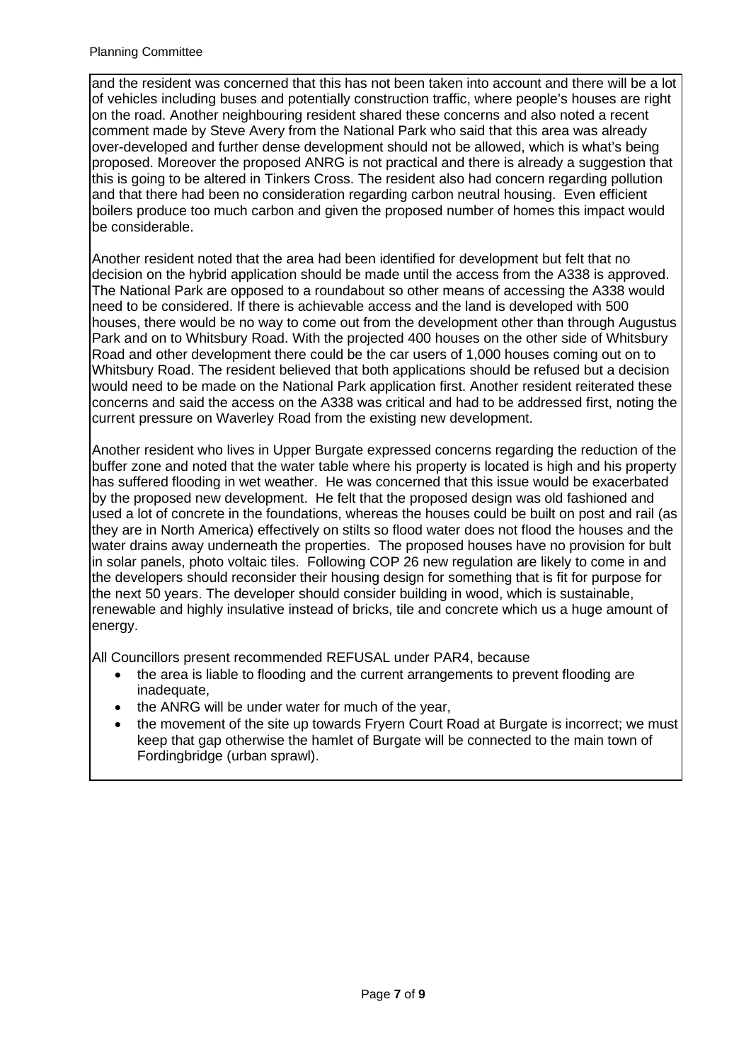and the resident was concerned that this has not been taken into account and there will be a lot of vehicles including buses and potentially construction traffic, where people's houses are right on the road. Another neighbouring resident shared these concerns and also noted a recent comment made by Steve Avery from the National Park who said that this area was already over-developed and further dense development should not be allowed, which is what's being proposed. Moreover the proposed ANRG is not practical and there is already a suggestion that this is going to be altered in Tinkers Cross. The resident also had concern regarding pollution and that there had been no consideration regarding carbon neutral housing. Even efficient boilers produce too much carbon and given the proposed number of homes this impact would be considerable.

Another resident noted that the area had been identified for development but felt that no decision on the hybrid application should be made until the access from the A338 is approved. The National Park are opposed to a roundabout so other means of accessing the A338 would need to be considered. If there is achievable access and the land is developed with 500 houses, there would be no way to come out from the development other than through Augustus Park and on to Whitsbury Road. With the projected 400 houses on the other side of Whitsbury Road and other development there could be the car users of 1,000 houses coming out on to Whitsbury Road. The resident believed that both applications should be refused but a decision would need to be made on the National Park application first. Another resident reiterated these concerns and said the access on the A338 was critical and had to be addressed first, noting the current pressure on Waverley Road from the existing new development.

Another resident who lives in Upper Burgate expressed concerns regarding the reduction of the buffer zone and noted that the water table where his property is located is high and his property has suffered flooding in wet weather. He was concerned that this issue would be exacerbated by the proposed new development. He felt that the proposed design was old fashioned and used a lot of concrete in the foundations, whereas the houses could be built on post and rail (as they are in North America) effectively on stilts so flood water does not flood the houses and the water drains away underneath the properties. The proposed houses have no provision for bult in solar panels, photo voltaic tiles. Following COP 26 new regulation are likely to come in and the developers should reconsider their housing design for something that is fit for purpose for the next 50 years. The developer should consider building in wood, which is sustainable, renewable and highly insulative instead of bricks, tile and concrete which us a huge amount of energy.

All Councillors present recommended REFUSAL under PAR4, because

- the area is liable to flooding and the current arrangements to prevent flooding are inadequate,
- the ANRG will be under water for much of the year,
- the movement of the site up towards Fryern Court Road at Burgate is incorrect; we must keep that gap otherwise the hamlet of Burgate will be connected to the main town of Fordingbridge (urban sprawl).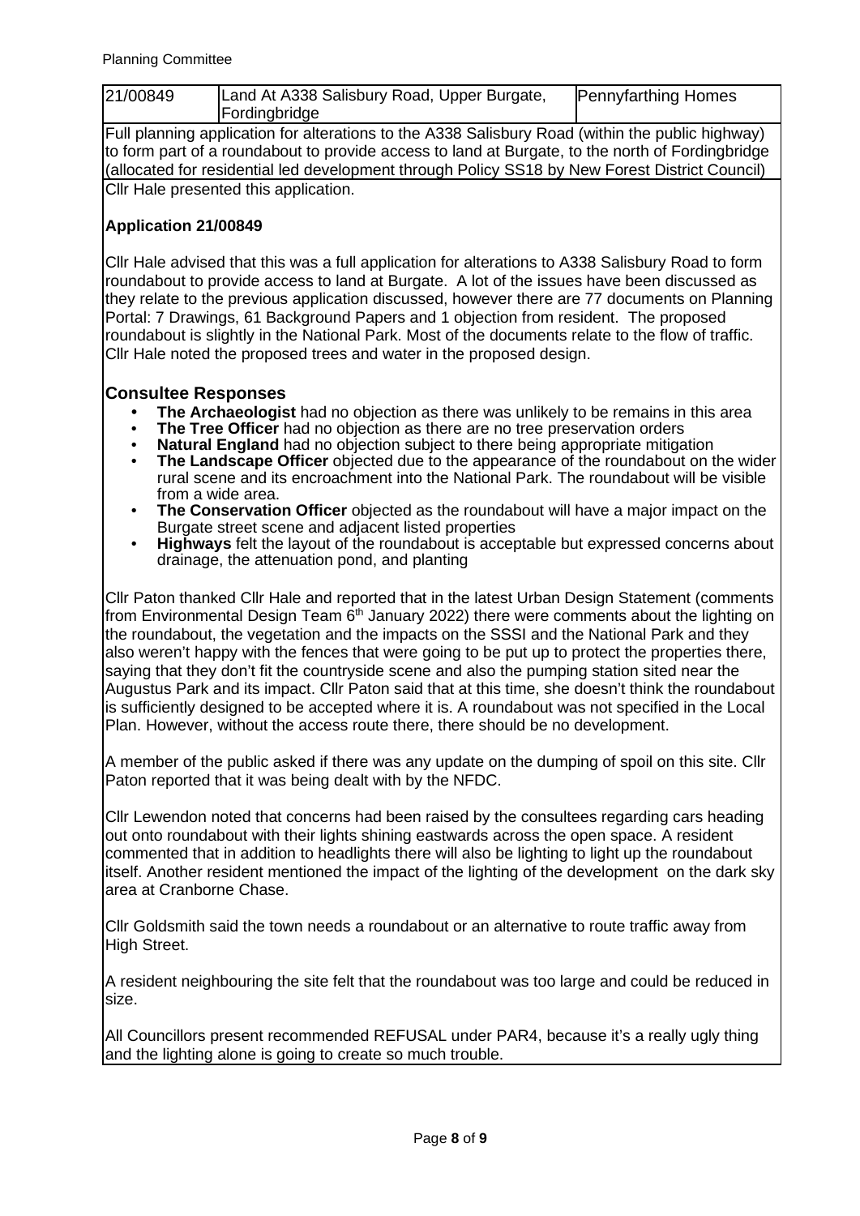| 21/00849 | Land At A338 Salisbury Road, Upper Burgate, Fordingbridge | Pennyfarthing Homes |
|---|---|---|
| Full planning application for alterations to the A338 Salisbury Road (within the public highway) to form part of a roundabout to provide access to land at Burgate, to the north of Fordingbridge (allocated for residential led development through Policy SS18 by New Forest District Council) | | |

Cllr Hale presented this application.

**Application 21/00849**

Cllr Hale advised that this was a full application for alterations to A338 Salisbury Road to form roundabout to provide access to land at Burgate. A lot of the issues have been discussed as they relate to the previous application discussed, however there are 77 documents on Planning Portal: 7 Drawings, 61 Background Papers and 1 objection from resident. The proposed roundabout is slightly in the National Park. Most of the documents relate to the flow of traffic. Cllr Hale noted the proposed trees and water in the proposed design.

## Consultee Responses

- **The Archaeologist** had no objection as there was unlikely to be remains in this area
- **The Tree Officer** had no objection as there are no tree preservation orders
- **Natural England** had no objection subject to there being appropriate mitigation
- **The Landscape Officer** objected due to the appearance of the roundabout on the wider rural scene and its encroachment into the National Park. The roundabout will be visible from a wide area.
- **The Conservation Officer** objected as the roundabout will have a major impact on the Burgate street scene and adjacent listed properties
- **Highways** felt the layout of the roundabout is acceptable but expressed concerns about drainage, the attenuation pond, and planting

Cllr Paton thanked Cllr Hale and reported that in the latest Urban Design Statement (comments from Environmental Design Team 6th January 2022) there were comments about the lighting on the roundabout, the vegetation and the impacts on the SSSI and the National Park and they also weren't happy with the fences that were going to be put up to protect the properties there, saying that they don't fit the countryside scene and also the pumping station sited near the Augustus Park and its impact. Cllr Paton said that at this time, she doesn't think the roundabout is sufficiently designed to be accepted where it is. A roundabout was not specified in the Local Plan. However, without the access route there, there should be no development.

A member of the public asked if there was any update on the dumping of spoil on this site. Cllr Paton reported that it was being dealt with by the NFDC.

Cllr Lewendon noted that concerns had been raised by the consultees regarding cars heading out onto roundabout with their lights shining eastwards across the open space. A resident commented that in addition to headlights there will also be lighting to light up the roundabout itself. Another resident mentioned the impact of the lighting of the development on the dark sky area at Cranborne Chase.

Cllr Goldsmith said the town needs a roundabout or an alternative to route traffic away from High Street.

A resident neighbouring the site felt that the roundabout was too large and could be reduced in size.

All Councillors present recommended REFUSAL under PAR4, because it's a really ugly thing and the lighting alone is going to create so much trouble.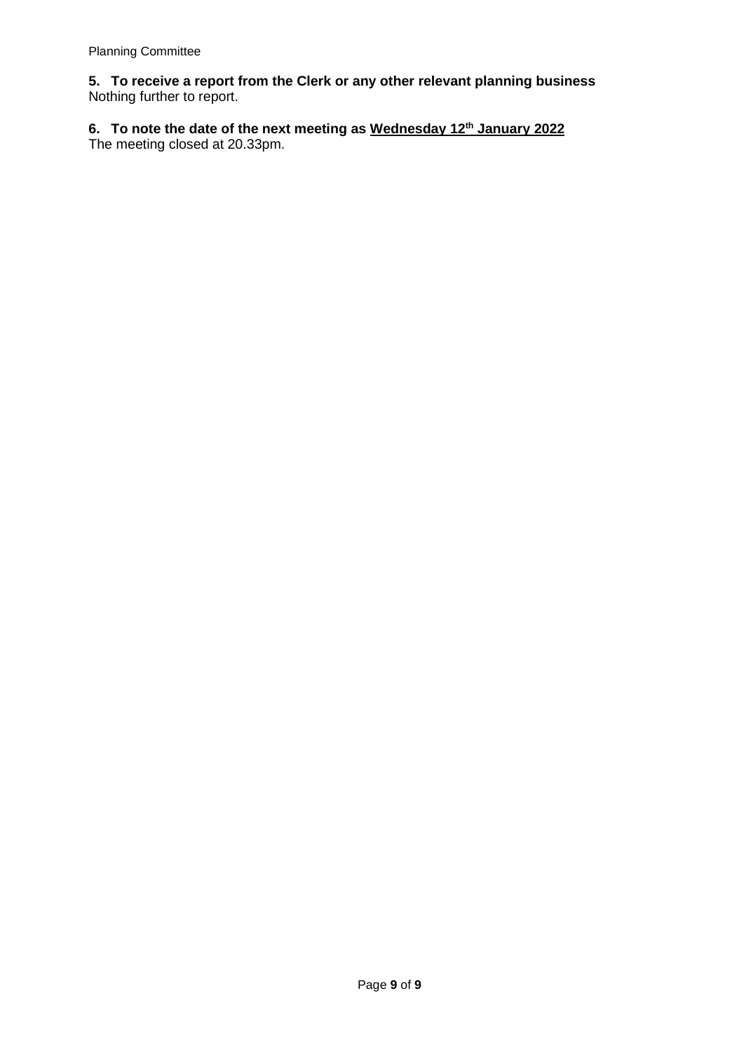**5. To receive a report from the Clerk or any other relevant planning business**
Nothing further to report.

**6. To note the date of the next meeting as <u>Wednesday 12th January 2022</u>**
The meeting closed at 20.33pm.